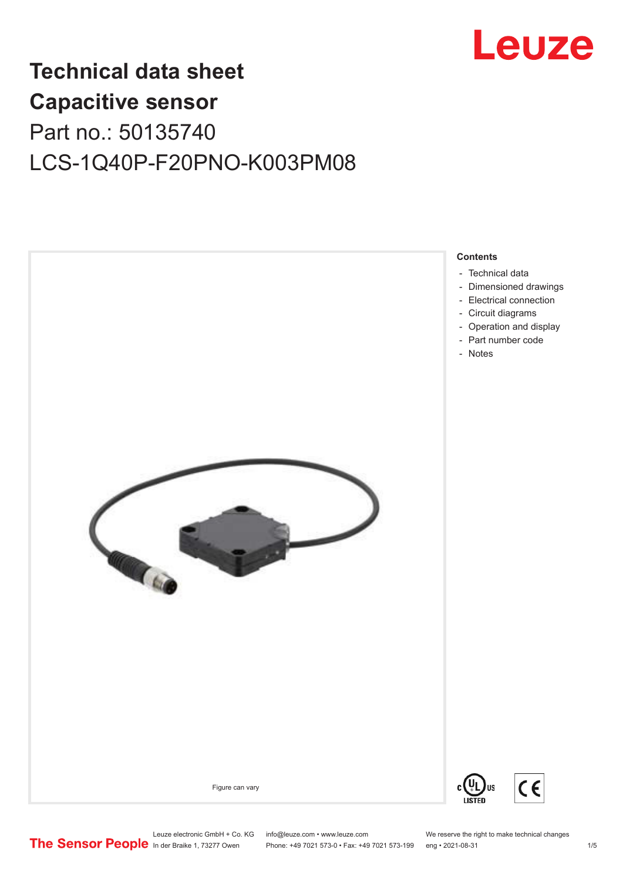# Technical data sheet
# Capacitive sensor

Part no.: 50135740

LCS-1Q40P-F20PNO-K003PM08

Figure can vary

**Contents**

- Technical data
- Dimensioned drawings
- Electrical connection
- Circuit diagrams
- Operation and display
- Part number code
- Notes

Leuze electronic GmbH + Co. KG
In der Braike 1, 73277 Owen

info@leuze.com • www.leuze.com
Phone: +49 7021 573-0 • Fax: +49 7021 573-199

We reserve the right to make technical changes
eng • 2021-08-31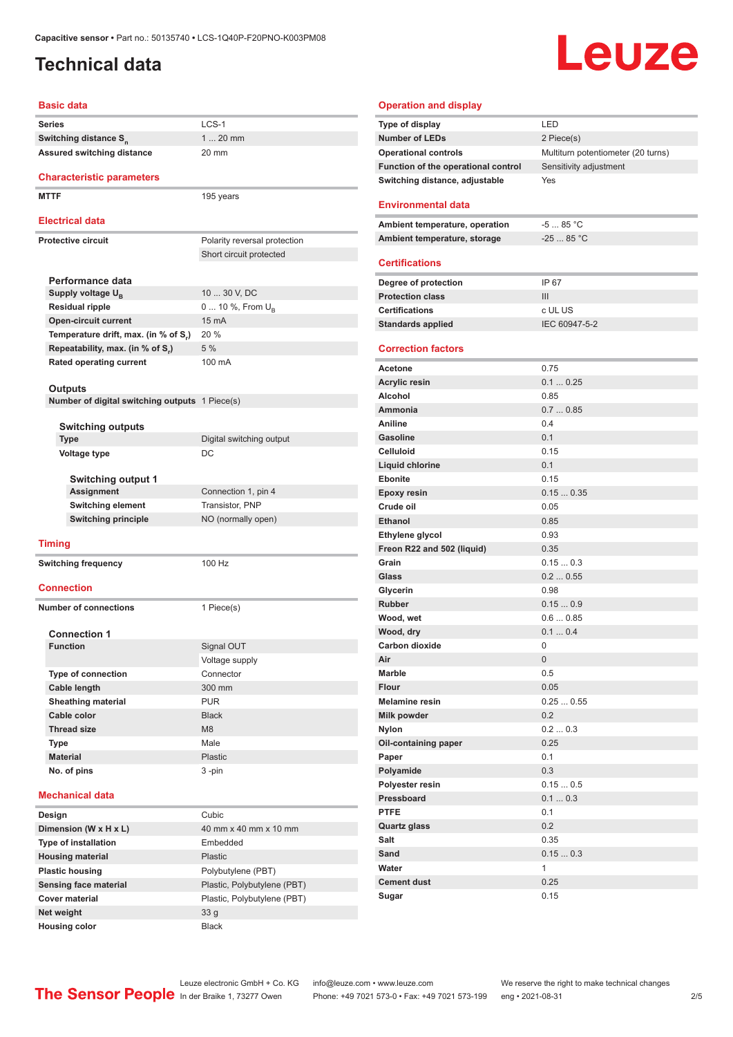Capacitive sensor • Part no.: 50135740 • LCS-1Q40P-F20PNO-K003PM08

# Technical data

## Basic data

| | |
|---|---|
| Series | LCS-1 |
| Switching distance $S_n$ | 1 ... 20 mm |
| Assured switching distance | 20 mm |

## Characteristic parameters

| | |
|---|---|
| MTTF | 195 years |

## Electrical data

| | |
|---|---|
| Protective circuit | Polarity reversal protection |
| | Short circuit protected |

### Performance data

| | |
|---|---|
| Supply voltage $U_B$ | 10 ... 30 V, DC |
| Residual ripple | 0 ... 10 %, From $U_B$ |
| Open-circuit current | 15 mA |
| Temperature drift, max. (in % of $S_r$) | 20 % |
| Repeatability, max. (in % of $S_r$) | 5 % |
| Rated operating current | 100 mA |

### Outputs

| | |
|---|---|
| Number of digital switching outputs | 1 Piece(s) |

#### Switching outputs

| | |
|---|---|
| Type | Digital switching output |
| Voltage type | DC |

##### Switching output 1

| | |
|---|---|
| Assignment | Connection 1, pin 4 |
| Switching element | Transistor, PNP |
| Switching principle | NO (normally open) |

## Timing

| | |
|---|---|
| Switching frequency | 100 Hz |

## Connection

| | |
|---|---|
| Number of connections | 1 Piece(s) |

### Connection 1

| | |
|---|---|
| Function | Signal OUT |
| | Voltage supply |
| Type of connection | Connector |
| Cable length | 300 mm |
| Sheathing material | PUR |
| Cable color | Black |
| Thread size | M8 |
| Type | Male |
| Material | Plastic |
| No. of pins | 3 -pin |

## Mechanical data

| | |
|---|---|
| Design | Cubic |
| Dimension (W x H x L) | 40 mm x 40 mm x 10 mm |
| Type of installation | Embedded |
| Housing material | Plastic |
| Plastic housing | Polybutylene (PBT) |
| Sensing face material | Plastic, Polybutylene (PBT) |
| Cover material | Plastic, Polybutylene (PBT) |
| Net weight | 33 g |
| Housing color | Black |

## Operation and display

| | |
|---|---|
| Type of display | LED |
| Number of LEDs | 2 Piece(s) |
| Operational controls | Multiturn potentiometer (20 turns) |
| Function of the operational control | Sensitivity adjustment |
| Switching distance, adjustable | Yes |

## Environmental data

| | |
|---|---|
| Ambient temperature, operation | -5 ... 85 °C |
| Ambient temperature, storage | -25 ... 85 °C |

## Certifications

| | |
|---|---|
| Degree of protection | IP 67 |
| Protection class | III |
| Certifications | c UL US |
| Standards applied | IEC 60947-5-2 |

## Correction factors

| | |
|---|---|
| Acetone | 0.75 |
| Acrylic resin | 0.1 ... 0.25 |
| Alcohol | 0.85 |
| Ammonia | 0.7 ... 0.85 |
| Aniline | 0.4 |
| Gasoline | 0.1 |
| Celluloid | 0.15 |
| Liquid chlorine | 0.1 |
| Ebonite | 0.15 |
| Epoxy resin | 0.15 ... 0.35 |
| Crude oil | 0.05 |
| Ethanol | 0.85 |
| Ethylene glycol | 0.93 |
| Freon R22 and 502 (liquid) | 0.35 |
| Grain | 0.15 ... 0.3 |
| Glass | 0.2 ... 0.55 |
| Glycerin | 0.98 |
| Rubber | 0.15 ... 0.9 |
| Wood, wet | 0.6 ... 0.85 |
| Wood, dry | 0.1 ... 0.4 |
| Carbon dioxide | 0 |
| Air | 0 |
| Marble | 0.5 |
| Flour | 0.05 |
| Melamine resin | 0.25 ... 0.55 |
| Milk powder | 0.2 |
| Nylon | 0.2 ... 0.3 |
| Oil-containing paper | 0.25 |
| Paper | 0.1 |
| Polyamide | 0.3 |
| Polyester resin | 0.15 ... 0.5 |
| Pressboard | 0.1 ... 0.3 |
| PTFE | 0.1 |
| Quartz glass | 0.2 |
| Salt | 0.35 |
| Sand | 0.15 ... 0.3 |
| Water | 1 |
| Cement dust | 0.25 |
| Sugar | 0.15 |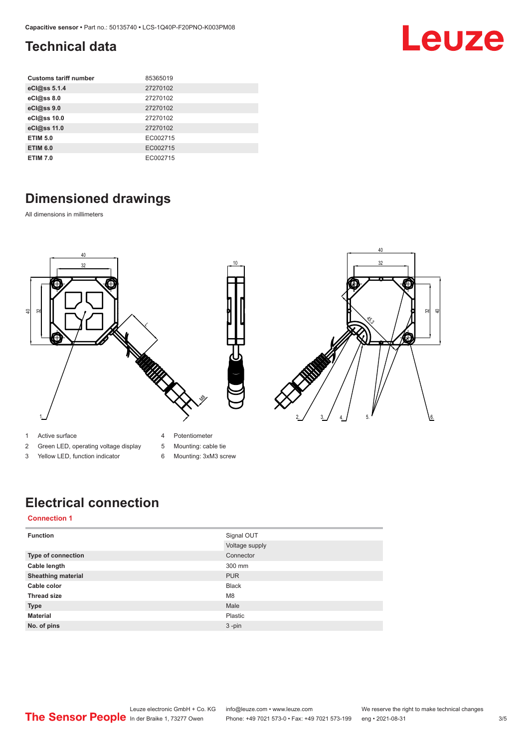# Technical data

| Customs tariff number | 85365019 |
|---|---|
| eCl@ss 5.1.4 | 27270102 |
| eCl@ss 8.0 | 27270102 |
| eCl@ss 9.0 | 27270102 |
| eCl@ss 10.0 | 27270102 |
| eCl@ss 11.0 | 27270102 |
| ETIM 5.0 | EC002715 |
| ETIM 6.0 | EC002715 |
| ETIM 7.0 | EC002715 |

# Dimensioned drawings

All dimensions in millimeters

1. Active surface
2. Green LED, operating voltage display
3. Yellow LED, function indicator
4. Potentiometer
5. Mounting: cable tie
6. Mounting: 3xM3 screw

# Electrical connection

**Connection 1**

| Function | Signal OUT |
|---|---|
| | Voltage supply |
| Type of connection | Connector |
| Cable length | 300 mm |
| Sheathing material | PUR |
| Cable color | Black |
| Thread size | M8 |
| Type | Male |
| Material | Plastic |
| No. of pins | 3 -pin |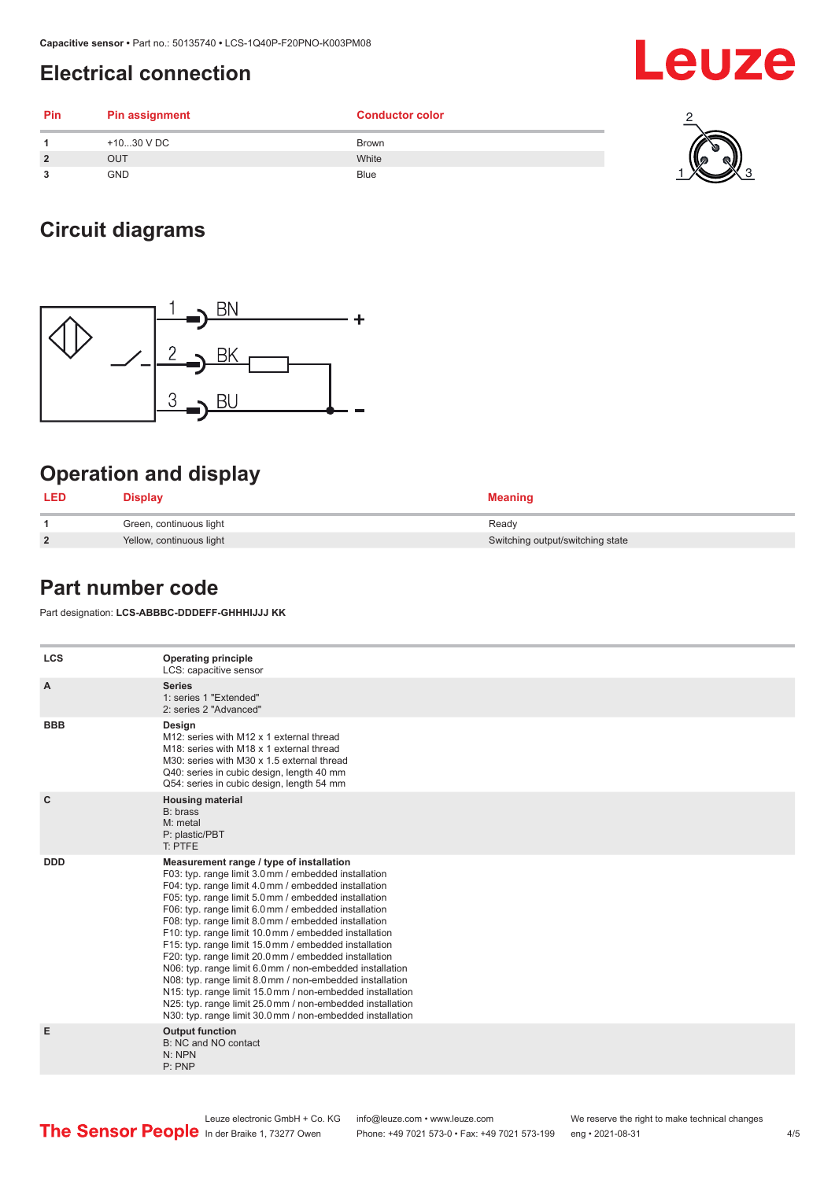## Electrical connection

| Pin | Pin assignment | Conductor color |
|---|---|---|
| 1 | +10...30 V DC | Brown |
| 2 | OUT | White |
| 3 | GND | Blue |

## Circuit diagrams

## Operation and display

| LED | Display | Meaning |
|---|---|---|
| 1 | Green, continuous light | Ready |
| 2 | Yellow, continuous light | Switching output/switching state |

## Part number code

Part designation: **LCS-ABBBC-DDDEFF-GHHHIJJJ KK**

| | |
|---|---|
| **LCS** | **Operating principle**<br>LCS: capacitive sensor |
| **A** | **Series**<br>1: series 1 "Extended"<br>2: series 2 "Advanced" |
| **BBB** | **Design**<br>M12: series with M12 x 1 external thread<br>M18: series with M18 x 1 external thread<br>M30: series with M30 x 1.5 external thread<br>Q40: series in cubic design, length 40 mm<br>Q54: series in cubic design, length 54 mm |
| **C** | **Housing material**<br>B: brass<br>M: metal<br>P: plastic/PBT<br>T: PTFE |
| **DDD** | **Measurement range / type of installation**<br>F03: typ. range limit 3.0 mm / embedded installation<br>F04: typ. range limit 4.0 mm / embedded installation<br>F05: typ. range limit 5.0 mm / embedded installation<br>F06: typ. range limit 6.0 mm / embedded installation<br>F08: typ. range limit 8.0 mm / embedded installation<br>F10: typ. range limit 10.0 mm / embedded installation<br>F15: typ. range limit 15.0 mm / embedded installation<br>F20: typ. range limit 20.0 mm / embedded installation<br>N06: typ. range limit 6.0 mm / non-embedded installation<br>N08: typ. range limit 8.0 mm / non-embedded installation<br>N15: typ. range limit 15.0 mm / non-embedded installation<br>N25: typ. range limit 25.0 mm / non-embedded installation<br>N30: typ. range limit 30.0 mm / non-embedded installation |
| **E** | **Output function**<br>B: NC and NO contact<br>N: NPN<br>P: PNP |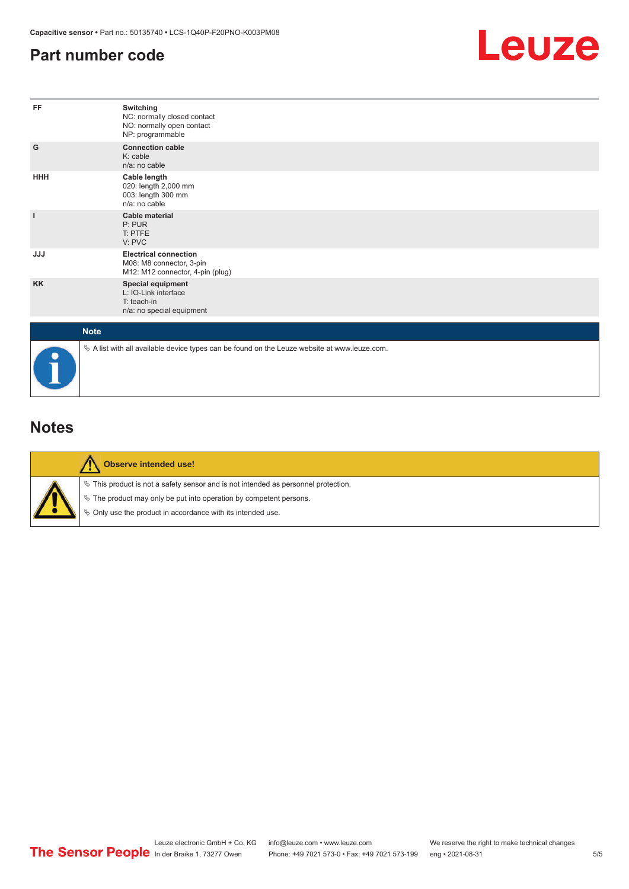## Part number code

| | |
|---|---|
| FF | **Switching**<br>NC: normally closed contact<br>NO: normally open contact<br>NP: programmable |
| G | **Connection cable**<br>K: cable<br>n/a: no cable |
| HHH | **Cable length**<br>020: length 2,000 mm<br>003: length 300 mm<br>n/a: no cable |
| I | **Cable material**<br>P: PUR<br>T: PTFE<br>V: PVC |
| JJJ | **Electrical connection**<br>M08: M8 connector, 3-pin<br>M12: M12 connector, 4-pin (plug) |
| KK | **Special equipment**<br>L: IO-Link interface<br>T: teach-in<br>n/a: no special equipment |

**Note**

↳ A list with all available device types can be found on the Leuze website at www.leuze.com.

## Notes

**Observe intended use!**

↳ This product is not a safety sensor and is not intended as personnel protection.

↳ The product may only be put into operation by competent persons.

↳ Only use the product in accordance with its intended use.